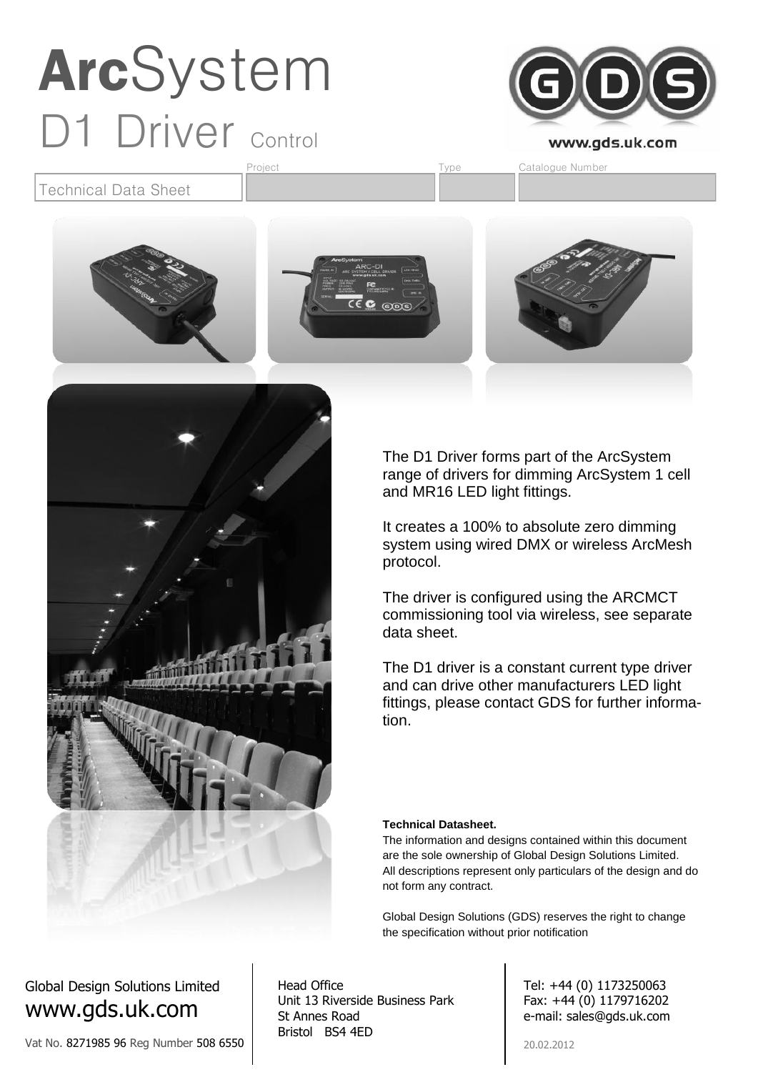# ArcSystem

## D1 Driver Control

www.gds.uk.com

| Technical Data Sheet | Project | Type | Catalogue Number |
| --- | --- | --- | --- |
| | | | |

The D1 Driver forms part of the ArcSystem range of drivers for dimming ArcSystem 1 cell and MR16 LED light fittings.

It creates a 100% to absolute zero dimming system using wired DMX or wireless ArcMesh protocol.

The driver is configured using the ARCMCT commissioning tool via wireless, see separate data sheet.

The D1 driver is a constant current type driver and can drive other manufacturers LED light fittings, please contact GDS for further information.

**Technical Datasheet.**

The information and designs contained within this document are the sole ownership of Global Design Solutions Limited. All descriptions represent only particulars of the design and do not form any contract.

Global Design Solutions (GDS) reserves the right to change the specification without prior notification

Global Design Solutions Limited
www.gds.uk.com

Vat No. 8271985 96 Reg Number 508 6550

Head Office
Unit 13 Riverside Business Park
St Annes Road
Bristol BS4 4ED

Tel: +44 (0) 1173250063
Fax: +44 (0) 1179716202
e-mail: sales@gds.uk.com

20.02.2012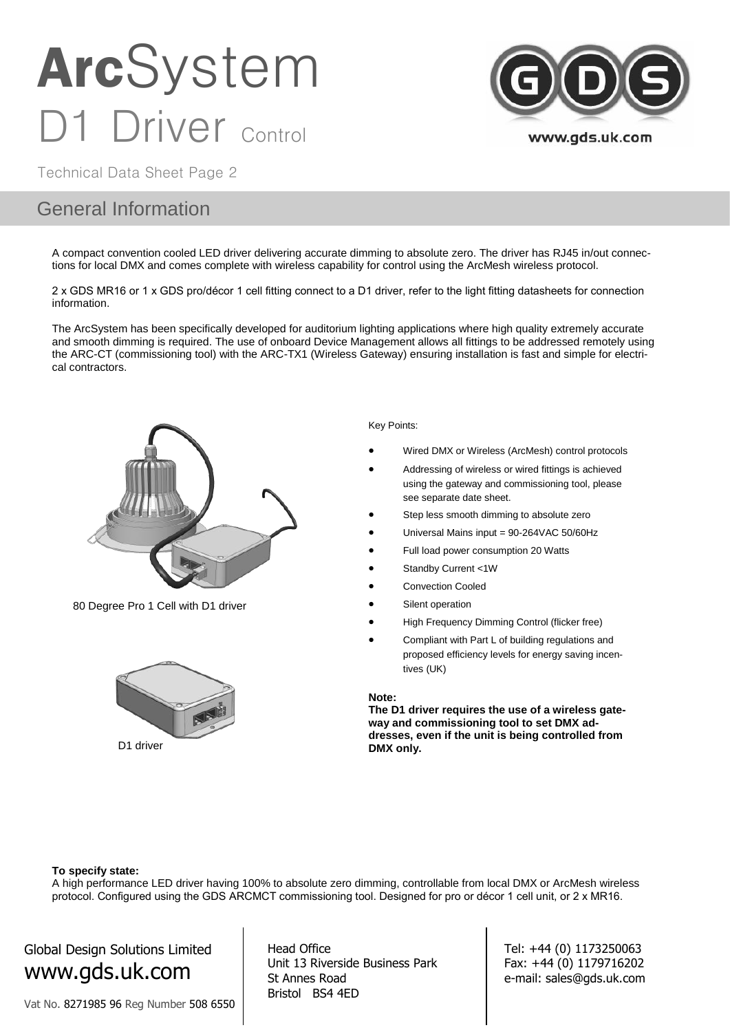# ArcSystem D1 Driver Control

Technical Data Sheet Page 2

## General Information

A compact convention cooled LED driver delivering accurate dimming to absolute zero. The driver has RJ45 in/out connections for local DMX and comes complete with wireless capability for control using the ArcMesh wireless protocol.

2 x GDS MR16 or 1 x GDS pro/décor 1 cell fitting connect to a D1 driver, refer to the light fitting datasheets for connection information.

The ArcSystem has been specifically developed for auditorium lighting applications where high quality extremely accurate and smooth dimming is required. The use of onboard Device Management allows all fittings to be addressed remotely using the ARC-CT (commissioning tool) with the ARC-TX1 (Wireless Gateway) ensuring installation is fast and simple for electrical contractors.

80 Degree Pro 1 Cell with D1 driver

D1 driver

Key Points:

- Wired DMX or Wireless (ArcMesh) control protocols
- Addressing of wireless or wired fittings is achieved using the gateway and commissioning tool, please see separate date sheet.
- Step less smooth dimming to absolute zero
- Universal Mains input = 90-264VAC 50/60Hz
- Full load power consumption 20 Watts
- Standby Current <1W
- Convection Cooled
- Silent operation
- High Frequency Dimming Control (flicker free)
- Compliant with Part L of building regulations and proposed efficiency levels for energy saving incentives (UK)

**Note:**
**The D1 driver requires the use of a wireless gateway and commissioning tool to set DMX addresses, even if the unit is being controlled from DMX only.**

**To specify state:**
A high performance LED driver having 100% to absolute zero dimming, controllable from local DMX or ArcMesh wireless protocol. Configured using the GDS ARCMCT commissioning tool. Designed for pro or décor 1 cell unit, or 2 x MR16.

Global Design Solutions Limited
www.gds.uk.com
Vat No. 8271985 96 Reg Number 508 6550

Head Office
Unit 13 Riverside Business Park
St Annes Road
Bristol BS4 4ED

Tel: +44 (0) 1173250063
Fax: +44 (0) 1179716202
e-mail: sales@gds.uk.com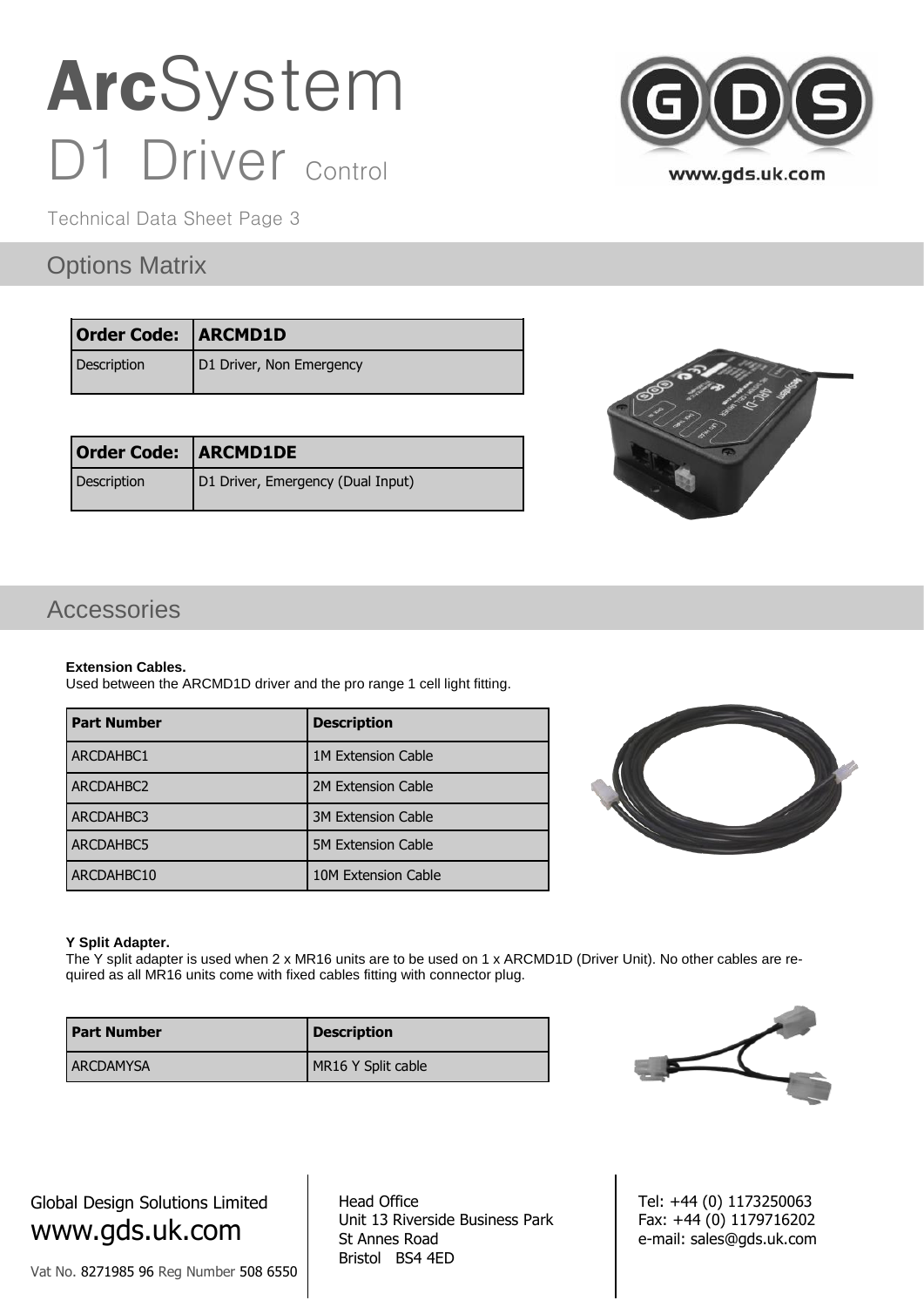# **Arc**System

## D1 Driver Control

Technical Data Sheet Page 3

## Options Matrix

| **Order Code:** | **ARCMD1D** |
|---|---|
| Description | D1 Driver, Non Emergency |

| **Order Code:** | **ARCMD1DE** |
|---|---|
| Description | D1 Driver, Emergency (Dual Input) |

## Accessories

**Extension Cables.**
Used between the ARCMD1D driver and the pro range 1 cell light fitting.

| **Part Number** | **Description** |
|---|---|
| ARCDAHBC1 | 1M Extension Cable |
| ARCDAHBC2 | 2M Extension Cable |
| ARCDAHBC3 | 3M Extension Cable |
| ARCDAHBC5 | 5M Extension Cable |
| ARCDAHBC10 | 10M Extension Cable |

**Y Split Adapter.**
The Y split adapter is used when 2 x MR16 units are to be used on 1 x ARCMD1D (Driver Unit). No other cables are required as all MR16 units come with fixed cables fitting with connector plug.

| **Part Number** | **Description** |
|---|---|
| ARCDAMYSA | MR16 Y Split cable |

Global Design Solutions Limited
www.gds.uk.com
Vat No. 8271985 96 Reg Number 508 6550

Head Office
Unit 13 Riverside Business Park
St Annes Road
Bristol BS4 4ED

Tel: +44 (0) 1173250063
Fax: +44 (0) 1179716202
e-mail: sales@gds.uk.com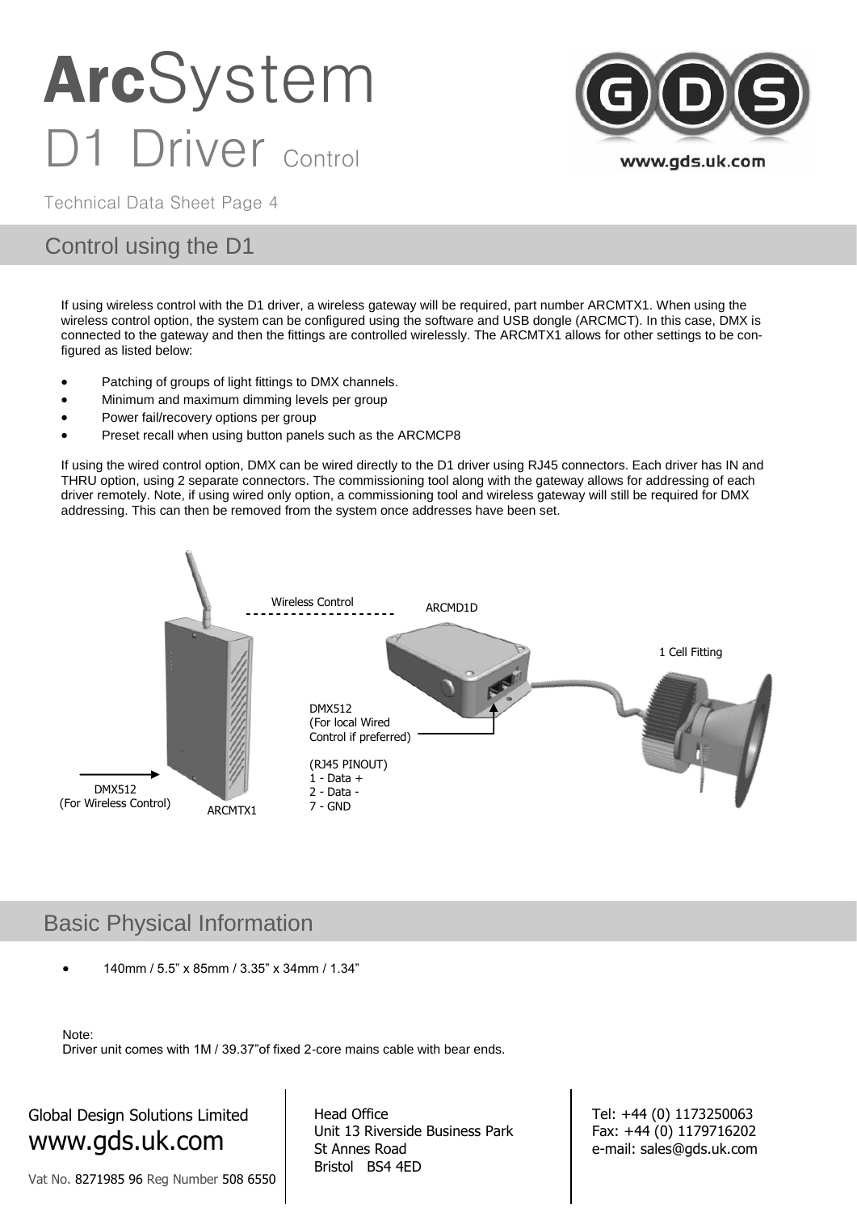# ArcSystem D1 Driver Control

Technical Data Sheet Page 4

## Control using the D1

If using wireless control with the D1 driver, a wireless gateway will be required, part number ARCMTX1. When using the wireless control option, the system can be configured using the software and USB dongle (ARCMCT). In this case, DMX is connected to the gateway and then the fittings are controlled wirelessly. The ARCMTX1 allows for other settings to be con-figured as listed below:

- Patching of groups of light fittings to DMX channels.
- Minimum and maximum dimming levels per group
- Power fail/recovery options per group
- Preset recall when using button panels such as the ARCMCP8

If using the wired control option, DMX can be wired directly to the D1 driver using RJ45 connectors. Each driver has IN and THRU option, using 2 separate connectors. The commissioning tool along with the gateway allows for addressing of each driver remotely. Note, if using wired only option, a commissioning tool and wireless gateway will still be required for DMX addressing. This can then be removed from the system once addresses have been set.

Wireless Control

ARCMD1D

1 Cell Fitting

DMX512
(For local Wired Control if preferred)

(RJ45 PINOUT)
1 - Data +
2 - Data -
7 - GND

DMX512
(For Wireless Control)

ARCMTX1

## Basic Physical Information

- 140mm / 5.5" x 85mm / 3.35" x 34mm / 1.34"

Note:
Driver unit comes with 1M / 39.37"of fixed 2-core mains cable with bear ends.

Global Design Solutions Limited
www.gds.uk.com
Vat No. 8271985 96 Reg Number 508 6550

Head Office
Unit 13 Riverside Business Park
St Annes Road
Bristol BS4 4ED

Tel: +44 (0) 1173250063
Fax: +44 (0) 1179716202
e-mail: sales@gds.uk.com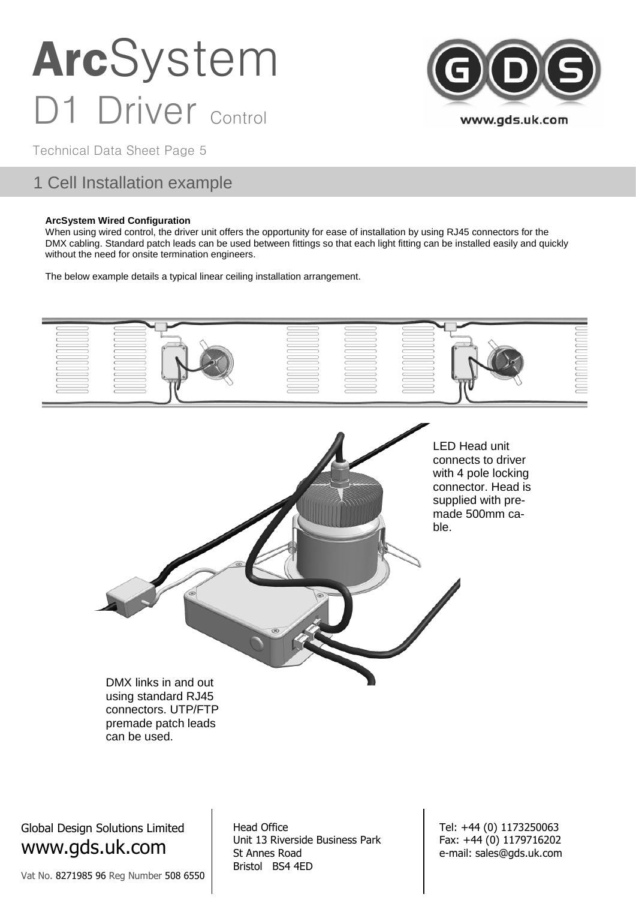# ArcSystem D1 Driver Control

Technical Data Sheet Page 5

## 1 Cell Installation example

**ArcSystem Wired Configuration**

When using wired control, the driver unit offers the opportunity for ease of installation by using RJ45 connectors for the DMX cabling. Standard patch leads can be used between fittings so that each light fitting can be installed easily and quickly without the need for onsite termination engineers.

The below example details a typical linear ceiling installation arrangement.

LED Head unit connects to driver with 4 pole locking connector. Head is supplied with pre-made 500mm cable.

DMX links in and out using standard RJ45 connectors. UTP/FTP premade patch leads can be used.

Global Design Solutions Limited
www.gds.uk.com

Vat No. 8271985 96 Reg Number 508 6550

Head Office
Unit 13 Riverside Business Park
St Annes Road
Bristol BS4 4ED

Tel: +44 (0) 1173250063
Fax: +44 (0) 1179716202
e-mail: sales@gds.uk.com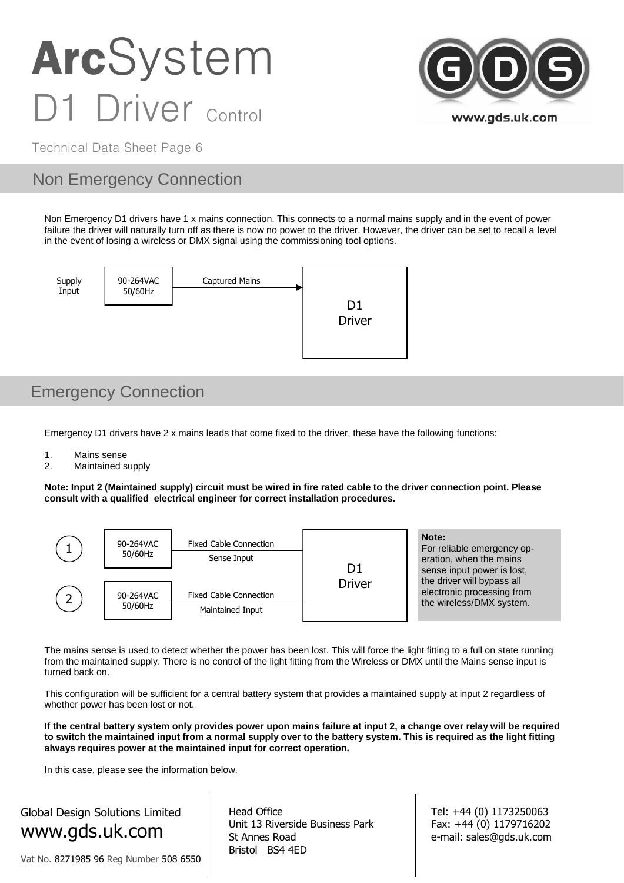# ArcSystem D1 Driver Control

Technical Data Sheet Page 6

## Non Emergency Connection

Non Emergency D1 drivers have 1 x mains connection. This connects to a normal mains supply and in the event of power failure the driver will naturally turn off as there is now no power to the driver. However, the driver can be set to recall a level in the event of losing a wireless or DMX signal using the commissioning tool options.

Supply Input — 90-264VAC 50/60Hz — Captured Mains → D1 Driver

## Emergency Connection

Emergency D1 drivers have 2 x mains leads that come fixed to the driver, these have the following functions:

1. Mains sense
2. Maintained supply

**Note: Input 2 (Maintained supply) circuit must be wired in fire rated cable to the driver connection point. Please consult with a qualified electrical engineer for correct installation procedures.**

1 — 90-264VAC 50/60Hz — Fixed Cable Connection / Sense Input — D1 Driver

2 — 90-264VAC 50/60Hz — Fixed Cable Connection / Maintained Input — D1 Driver

**Note:**
For reliable emergency operation, when the mains sense input power is lost, the driver will bypass all electronic processing from the wireless/DMX system.

The mains sense is used to detect whether the power has been lost. This will force the light fitting to a full on state running from the maintained supply. There is no control of the light fitting from the Wireless or DMX until the Mains sense input is turned back on.

This configuration will be sufficient for a central battery system that provides a maintained supply at input 2 regardless of whether power has been lost or not.

**If the central battery system only provides power upon mains failure at input 2, a change over relay will be required to switch the maintained input from a normal supply over to the battery system. This is required as the light fitting always requires power at the maintained input for correct operation.**

In this case, please see the information below.

Global Design Solutions Limited
www.gds.uk.com
Vat No. 8271985 96 Reg Number 508 6550

Head Office
Unit 13 Riverside Business Park
St Annes Road
Bristol BS4 4ED

Tel: +44 (0) 1173250063
Fax: +44 (0) 1179716202
e-mail: sales@gds.uk.com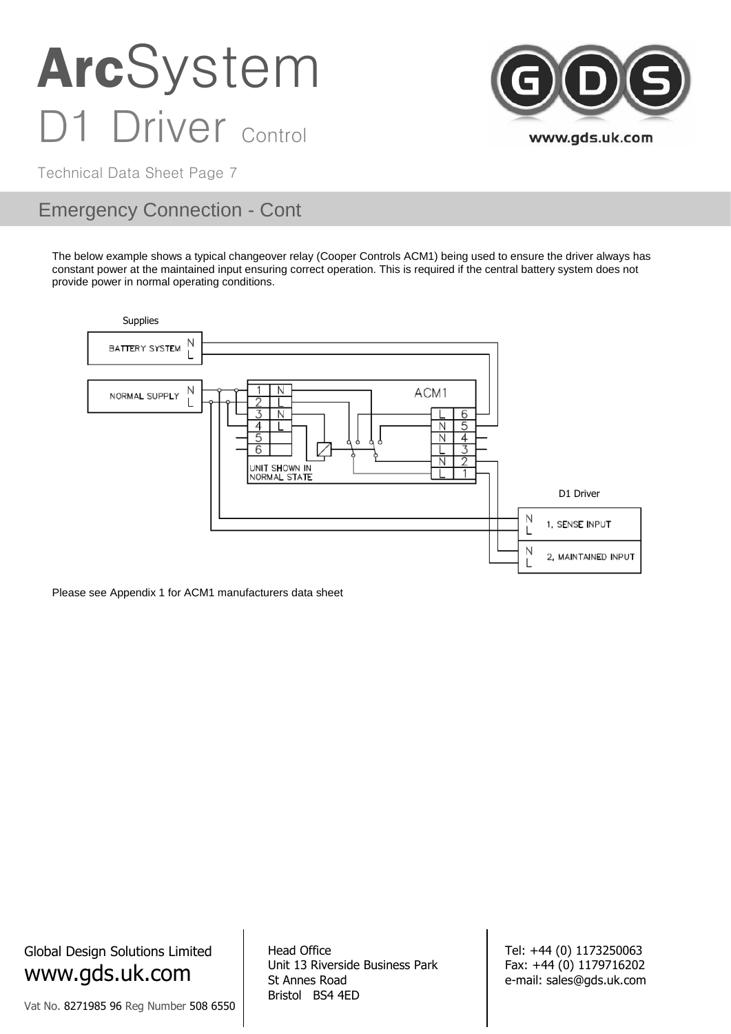# ArcSystem D1 Driver Control

Technical Data Sheet Page 7

## Emergency Connection - Cont

The below example shows a typical changeover relay (Cooper Controls ACM1) being used to ensure the driver always has constant power at the maintained input ensuring correct operation. This is required if the central battery system does not provide power in normal operating conditions.

Supplies

BATTERY SYSTEM N L

NORMAL SUPPLY N L

ACM1

UNIT SHOWN IN NORMAL STATE

D1 Driver

1, SENSE INPUT

2, MAINTAINED INPUT

Please see Appendix 1 for ACM1 manufacturers data sheet

Global Design Solutions Limited
www.gds.uk.com

Vat No. 8271985 96 Reg Number 508 6550

Head Office
Unit 13 Riverside Business Park
St Annes Road
Bristol BS4 4ED

Tel: +44 (0) 1173250063
Fax: +44 (0) 1179716202
e-mail: sales@gds.uk.com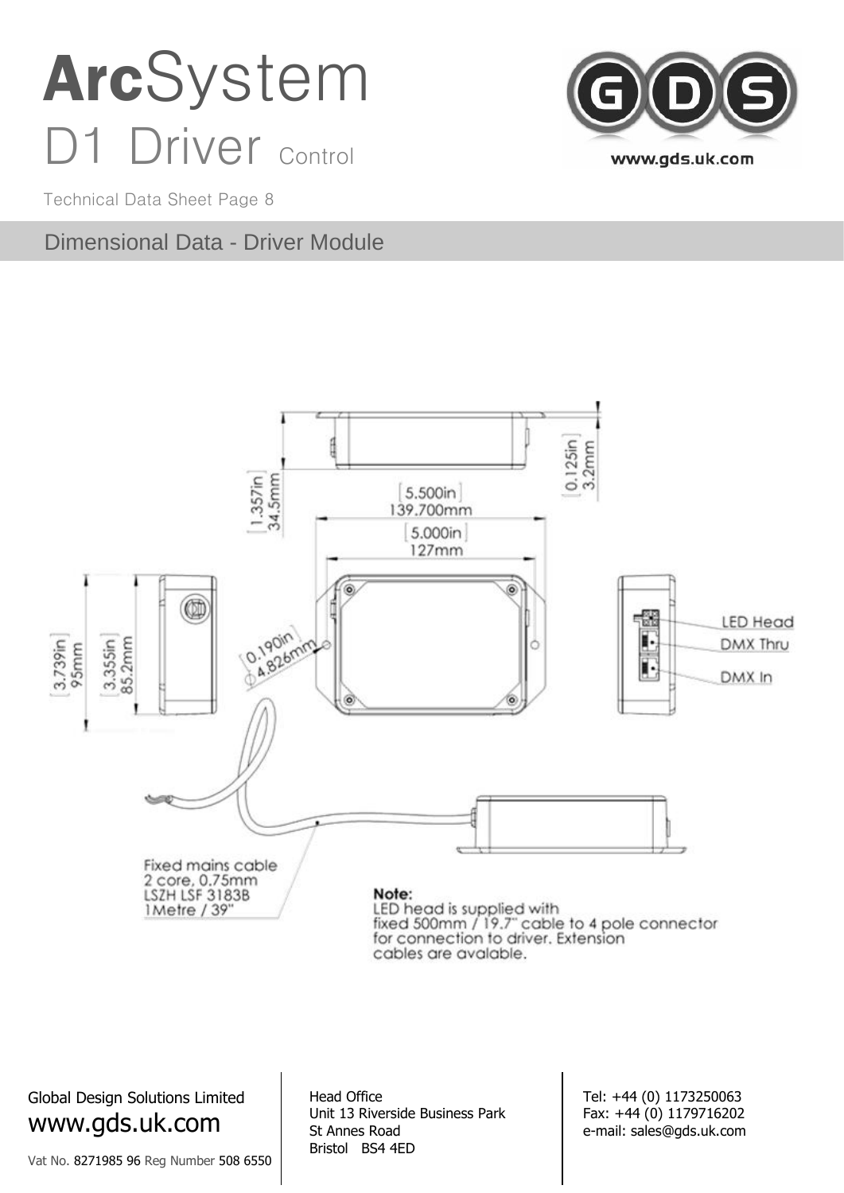# ArcSystem

## D1 Driver Control

Technical Data Sheet Page 8

## Dimensional Data - Driver Module

[5.500in]
139.700mm

[5.000in]
127mm

[1.357in]
34.5mm

[0.125in]
3.2mm

[3.739in]
95mm

[3.355in]
85.2mm

[0.190in]
⌀4.826mm

LED Head

DMX Thru

DMX In

Fixed mains cable
2 core, 0.75mm
LSZH LSF 3183B
1Metre / 39"

**Note:**
LED head is supplied with
fixed 500mm / 19.7" cable to 4 pole connector
for connection to driver. Extension
cables are avalable.

Global Design Solutions Limited
www.gds.uk.com
Vat No. 8271985 96 Reg Number 508 6550

Head Office
Unit 13 Riverside Business Park
St Annes Road
Bristol BS4 4ED

Tel: +44 (0) 1173250063
Fax: +44 (0) 1179716202
e-mail: sales@gds.uk.com